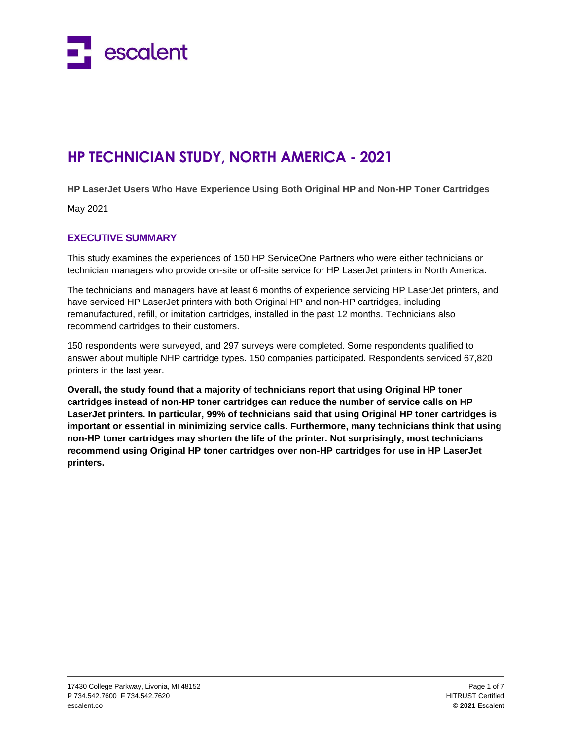escalent

# HP TECHNICIAN STUDY, NORTH AMERICA - 2021

**HP LaserJet Users Who Have Experience Using Both Original HP and Non-HP Toner Cartridges**

May 2021

## EXECUTIVE SUMMARY

This study examines the experiences of 150 HP ServiceOne Partners who were either technicians or technician managers who provide on-site or off-site service for HP LaserJet printers in North America.

The technicians and managers have at least 6 months of experience servicing HP LaserJet printers, and have serviced HP LaserJet printers with both Original HP and non-HP cartridges, including remanufactured, refill, or imitation cartridges, installed in the past 12 months. Technicians also recommend cartridges to their customers.

150 respondents were surveyed, and 297 surveys were completed. Some respondents qualified to answer about multiple NHP cartridge types. 150 companies participated. Respondents serviced 67,820 printers in the last year.

**Overall, the study found that a majority of technicians report that using Original HP toner cartridges instead of non-HP toner cartridges can reduce the number of service calls on HP LaserJet printers. In particular, 99% of technicians said that using Original HP toner cartridges is important or essential in minimizing service calls. Furthermore, many technicians think that using non-HP toner cartridges may shorten the life of the printer. Not surprisingly, most technicians recommend using Original HP toner cartridges over non-HP cartridges for use in HP LaserJet printers.**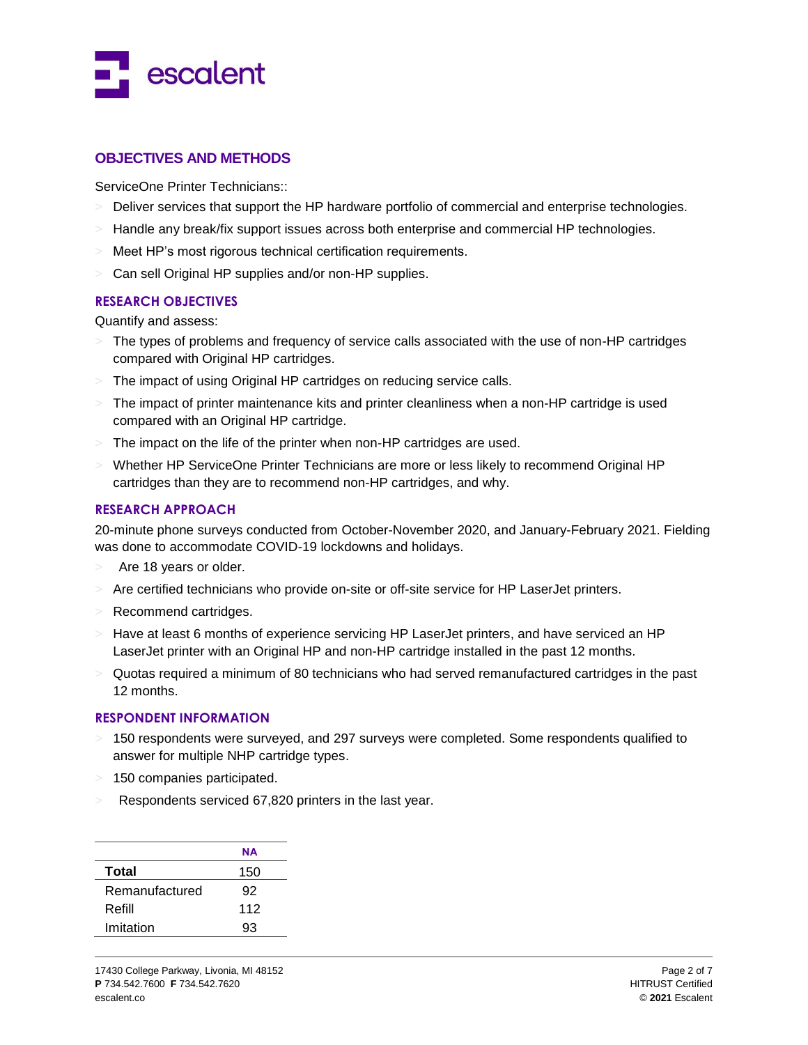## OBJECTIVES AND METHODS

ServiceOne Printer Technicians::

- Deliver services that support the HP hardware portfolio of commercial and enterprise technologies.
- Handle any break/fix support issues across both enterprise and commercial HP technologies.
- Meet HP's most rigorous technical certification requirements.
- Can sell Original HP supplies and/or non-HP supplies.

### RESEARCH OBJECTIVES

Quantify and assess:

- The types of problems and frequency of service calls associated with the use of non-HP cartridges compared with Original HP cartridges.
- The impact of using Original HP cartridges on reducing service calls.
- The impact of printer maintenance kits and printer cleanliness when a non-HP cartridge is used compared with an Original HP cartridge.
- The impact on the life of the printer when non-HP cartridges are used.
- Whether HP ServiceOne Printer Technicians are more or less likely to recommend Original HP cartridges than they are to recommend non-HP cartridges, and why.

### RESEARCH APPROACH

20-minute phone surveys conducted from October-November 2020, and January-February 2021. Fielding was done to accommodate COVID-19 lockdowns and holidays.

- Are 18 years or older.
- Are certified technicians who provide on-site or off-site service for HP LaserJet printers.
- Recommend cartridges.
- Have at least 6 months of experience servicing HP LaserJet printers, and have serviced an HP LaserJet printer with an Original HP and non-HP cartridge installed in the past 12 months.
- Quotas required a minimum of 80 technicians who had served remanufactured cartridges in the past 12 months.

### RESPONDENT INFORMATION

- 150 respondents were surveyed, and 297 surveys were completed. Some respondents qualified to answer for multiple NHP cartridge types.
- 150 companies participated.
- Respondents serviced 67,820 printers in the last year.

| | NA |
|---|---|
| **Total** | 150 |
| Remanufactured | 92 |
| Refill | 112 |
| Imitation | 93 |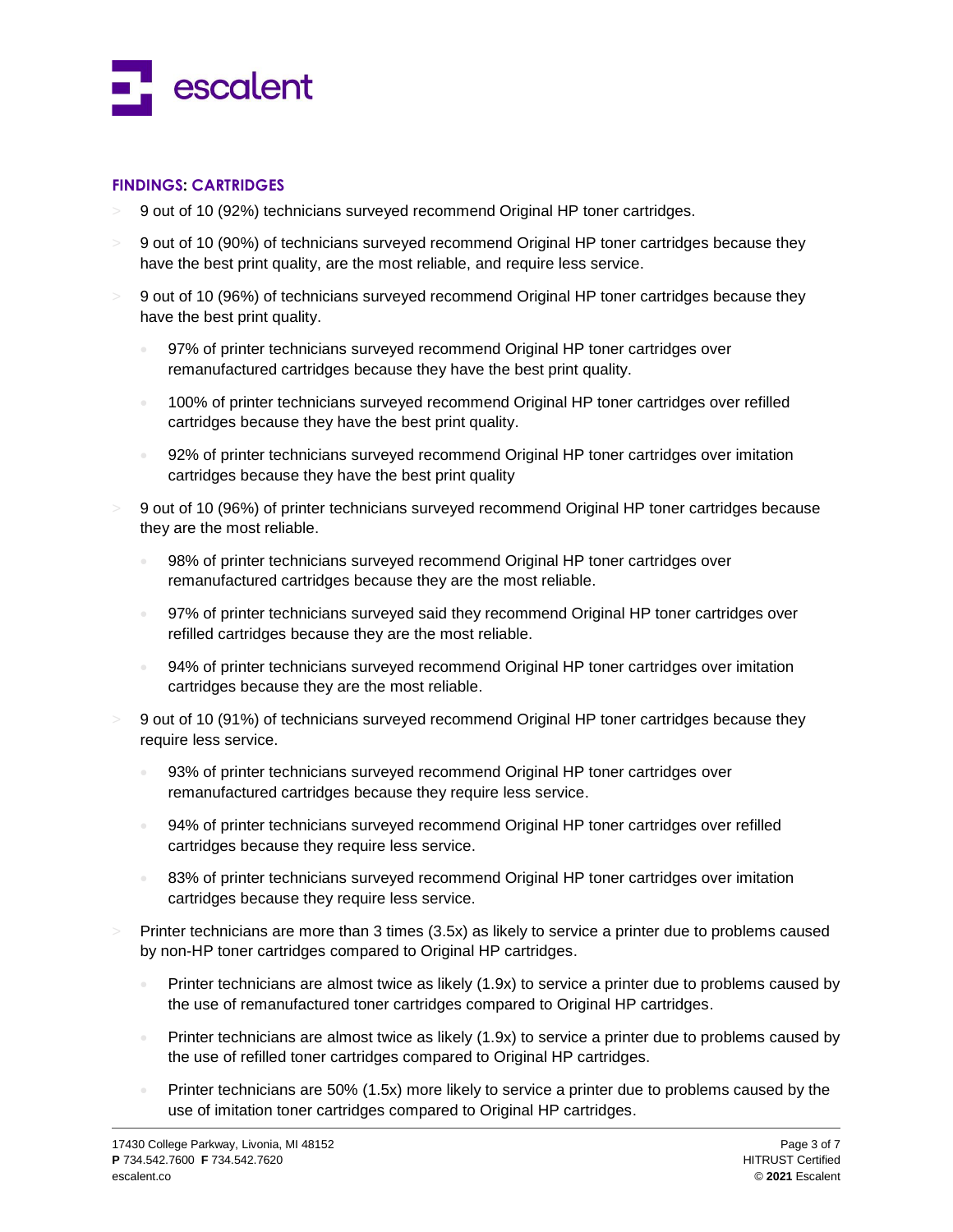## FINDINGS: CARTRIDGES

- 9 out of 10 (92%) technicians surveyed recommend Original HP toner cartridges.
- 9 out of 10 (90%) of technicians surveyed recommend Original HP toner cartridges because they have the best print quality, are the most reliable, and require less service.
- 9 out of 10 (96%) of technicians surveyed recommend Original HP toner cartridges because they have the best print quality.
  - 97% of printer technicians surveyed recommend Original HP toner cartridges over remanufactured cartridges because they have the best print quality.
  - 100% of printer technicians surveyed recommend Original HP toner cartridges over refilled cartridges because they have the best print quality.
  - 92% of printer technicians surveyed recommend Original HP toner cartridges over imitation cartridges because they have the best print quality
- 9 out of 10 (96%) of printer technicians surveyed recommend Original HP toner cartridges because they are the most reliable.
  - 98% of printer technicians surveyed recommend Original HP toner cartridges over remanufactured cartridges because they are the most reliable.
  - 97% of printer technicians surveyed said they recommend Original HP toner cartridges over refilled cartridges because they are the most reliable.
  - 94% of printer technicians surveyed recommend Original HP toner cartridges over imitation cartridges because they are the most reliable.
- 9 out of 10 (91%) of technicians surveyed recommend Original HP toner cartridges because they require less service.
  - 93% of printer technicians surveyed recommend Original HP toner cartridges over remanufactured cartridges because they require less service.
  - 94% of printer technicians surveyed recommend Original HP toner cartridges over refilled cartridges because they require less service.
  - 83% of printer technicians surveyed recommend Original HP toner cartridges over imitation cartridges because they require less service.
- Printer technicians are more than 3 times (3.5x) as likely to service a printer due to problems caused by non-HP toner cartridges compared to Original HP cartridges.
  - Printer technicians are almost twice as likely (1.9x) to service a printer due to problems caused by the use of remanufactured toner cartridges compared to Original HP cartridges.
  - Printer technicians are almost twice as likely (1.9x) to service a printer due to problems caused by the use of refilled toner cartridges compared to Original HP cartridges.
  - Printer technicians are 50% (1.5x) more likely to service a printer due to problems caused by the use of imitation toner cartridges compared to Original HP cartridges.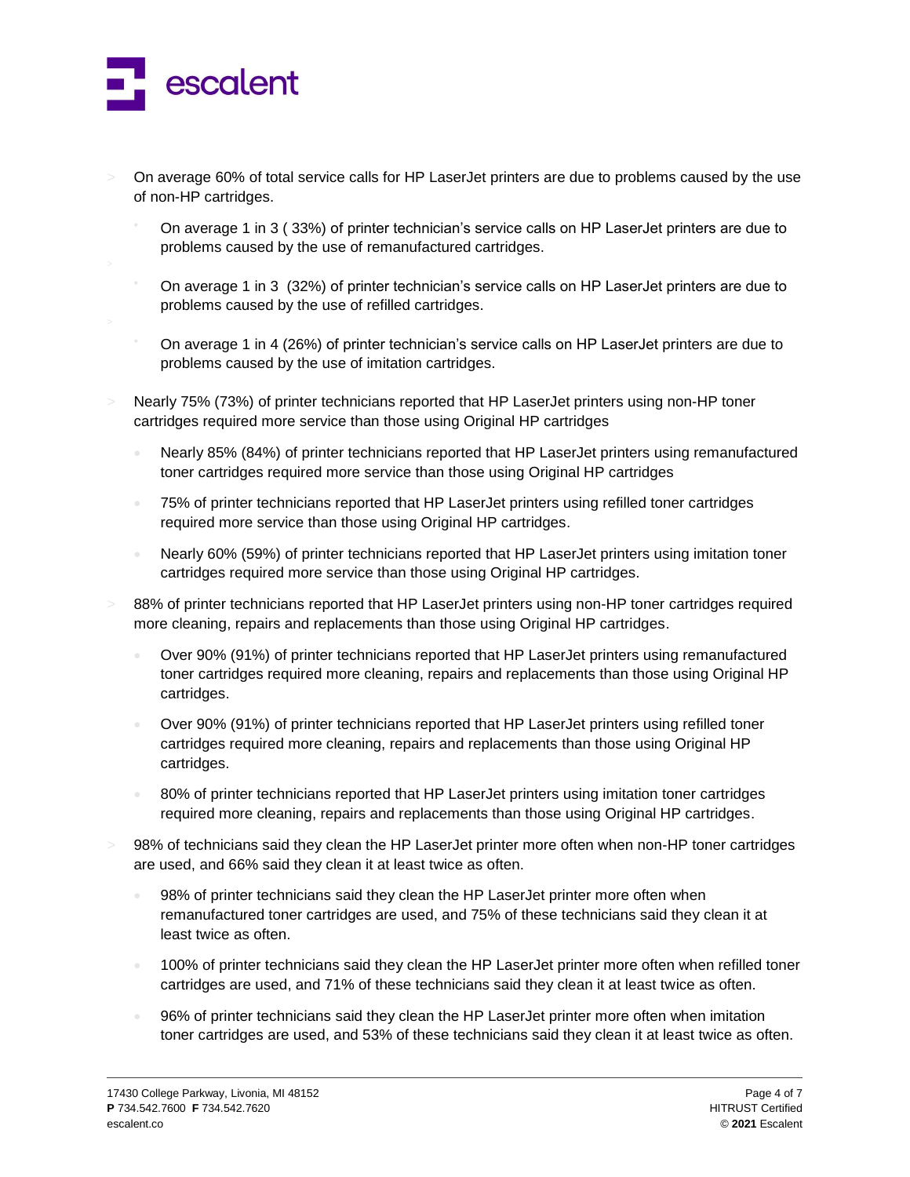- On average 60% of total service calls for HP LaserJet printers are due to problems caused by the use of non-HP cartridges.
  - On average 1 in 3 ( 33%) of printer technician's service calls on HP LaserJet printers are due to problems caused by the use of remanufactured cartridges.
  - On average 1 in 3 (32%) of printer technician's service calls on HP LaserJet printers are due to problems caused by the use of refilled cartridges.
  - On average 1 in 4 (26%) of printer technician's service calls on HP LaserJet printers are due to problems caused by the use of imitation cartridges.
- Nearly 75% (73%) of printer technicians reported that HP LaserJet printers using non-HP toner cartridges required more service than those using Original HP cartridges
  - Nearly 85% (84%) of printer technicians reported that HP LaserJet printers using remanufactured toner cartridges required more service than those using Original HP cartridges
  - 75% of printer technicians reported that HP LaserJet printers using refilled toner cartridges required more service than those using Original HP cartridges.
  - Nearly 60% (59%) of printer technicians reported that HP LaserJet printers using imitation toner cartridges required more service than those using Original HP cartridges.
- 88% of printer technicians reported that HP LaserJet printers using non-HP toner cartridges required more cleaning, repairs and replacements than those using Original HP cartridges.
  - Over 90% (91%) of printer technicians reported that HP LaserJet printers using remanufactured toner cartridges required more cleaning, repairs and replacements than those using Original HP cartridges.
  - Over 90% (91%) of printer technicians reported that HP LaserJet printers using refilled toner cartridges required more cleaning, repairs and replacements than those using Original HP cartridges.
  - 80% of printer technicians reported that HP LaserJet printers using imitation toner cartridges required more cleaning, repairs and replacements than those using Original HP cartridges.
- 98% of technicians said they clean the HP LaserJet printer more often when non-HP toner cartridges are used, and 66% said they clean it at least twice as often.
  - 98% of printer technicians said they clean the HP LaserJet printer more often when remanufactured toner cartridges are used, and 75% of these technicians said they clean it at least twice as often.
  - 100% of printer technicians said they clean the HP LaserJet printer more often when refilled toner cartridges are used, and 71% of these technicians said they clean it at least twice as often.
  - 96% of printer technicians said they clean the HP LaserJet printer more often when imitation toner cartridges are used, and 53% of these technicians said they clean it at least twice as often.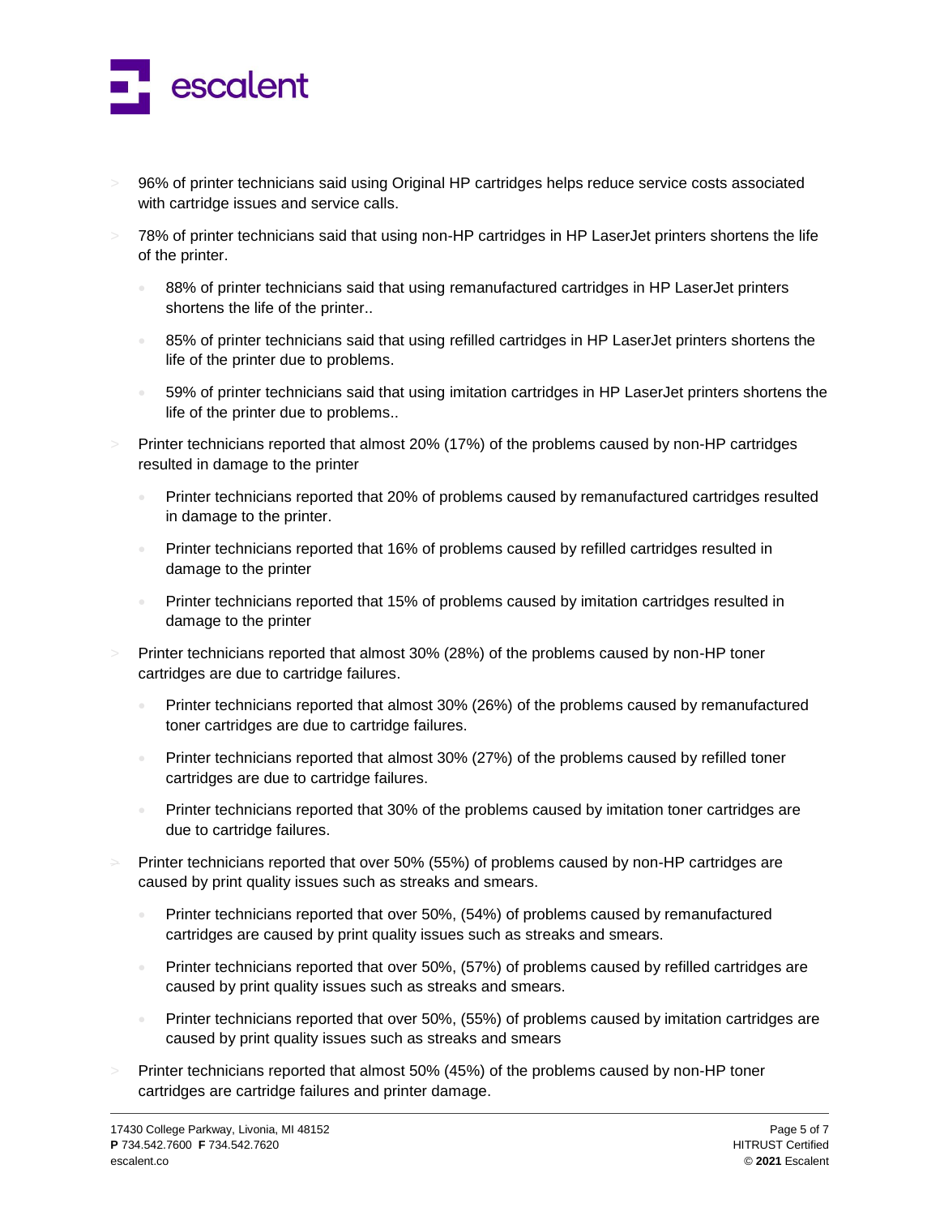- 96% of printer technicians said using Original HP cartridges helps reduce service costs associated with cartridge issues and service calls.
- 78% of printer technicians said that using non-HP cartridges in HP LaserJet printers shortens the life of the printer.
  - 88% of printer technicians said that using remanufactured cartridges in HP LaserJet printers shortens the life of the printer..
  - 85% of printer technicians said that using refilled cartridges in HP LaserJet printers shortens the life of the printer due to problems.
  - 59% of printer technicians said that using imitation cartridges in HP LaserJet printers shortens the life of the printer due to problems..
- Printer technicians reported that almost 20% (17%) of the problems caused by non-HP cartridges resulted in damage to the printer
  - Printer technicians reported that 20% of problems caused by remanufactured cartridges resulted in damage to the printer.
  - Printer technicians reported that 16% of problems caused by refilled cartridges resulted in damage to the printer
  - Printer technicians reported that 15% of problems caused by imitation cartridges resulted in damage to the printer
- Printer technicians reported that almost 30% (28%) of the problems caused by non-HP toner cartridges are due to cartridge failures.
  - Printer technicians reported that almost 30% (26%) of the problems caused by remanufactured toner cartridges are due to cartridge failures.
  - Printer technicians reported that almost 30% (27%) of the problems caused by refilled toner cartridges are due to cartridge failures.
  - Printer technicians reported that 30% of the problems caused by imitation toner cartridges are due to cartridge failures.
- Printer technicians reported that over 50% (55%) of problems caused by non-HP cartridges are caused by print quality issues such as streaks and smears.
  - Printer technicians reported that over 50%, (54%) of problems caused by remanufactured cartridges are caused by print quality issues such as streaks and smears.
  - Printer technicians reported that over 50%, (57%) of problems caused by refilled cartridges are caused by print quality issues such as streaks and smears.
  - Printer technicians reported that over 50%, (55%) of problems caused by imitation cartridges are caused by print quality issues such as streaks and smears
- Printer technicians reported that almost 50% (45%) of the problems caused by non-HP toner cartridges are cartridge failures and printer damage.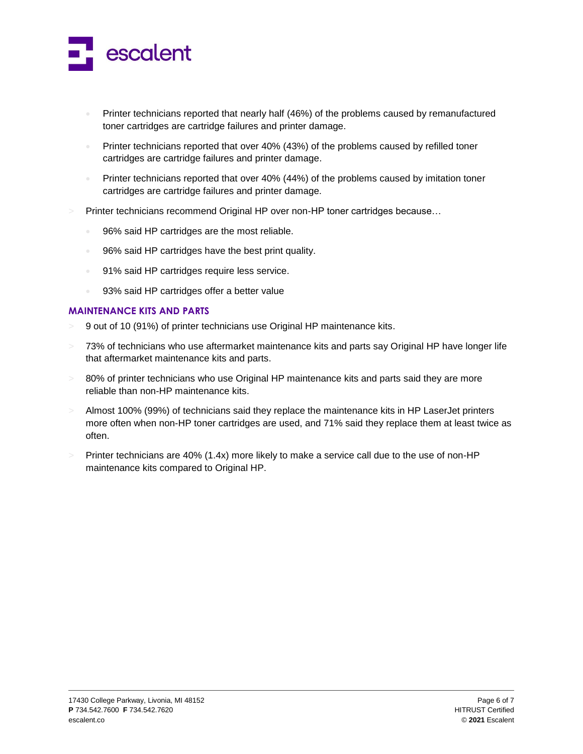- Printer technicians reported that nearly half (46%) of the problems caused by remanufactured toner cartridges are cartridge failures and printer damage.
  - Printer technicians reported that over 40% (43%) of the problems caused by refilled toner cartridges are cartridge failures and printer damage.
  - Printer technicians reported that over 40% (44%) of the problems caused by imitation toner cartridges are cartridge failures and printer damage.
- Printer technicians recommend Original HP over non-HP toner cartridges because…
  - 96% said HP cartridges are the most reliable.
  - 96% said HP cartridges have the best print quality.
  - 91% said HP cartridges require less service.
  - 93% said HP cartridges offer a better value

### MAINTENANCE KITS AND PARTS

- 9 out of 10 (91%) of printer technicians use Original HP maintenance kits.
- 73% of technicians who use aftermarket maintenance kits and parts say Original HP have longer life that aftermarket maintenance kits and parts.
- 80% of printer technicians who use Original HP maintenance kits and parts said they are more reliable than non-HP maintenance kits.
- Almost 100% (99%) of technicians said they replace the maintenance kits in HP LaserJet printers more often when non-HP toner cartridges are used, and 71% said they replace them at least twice as often.
- Printer technicians are 40% (1.4x) more likely to make a service call due to the use of non-HP maintenance kits compared to Original HP.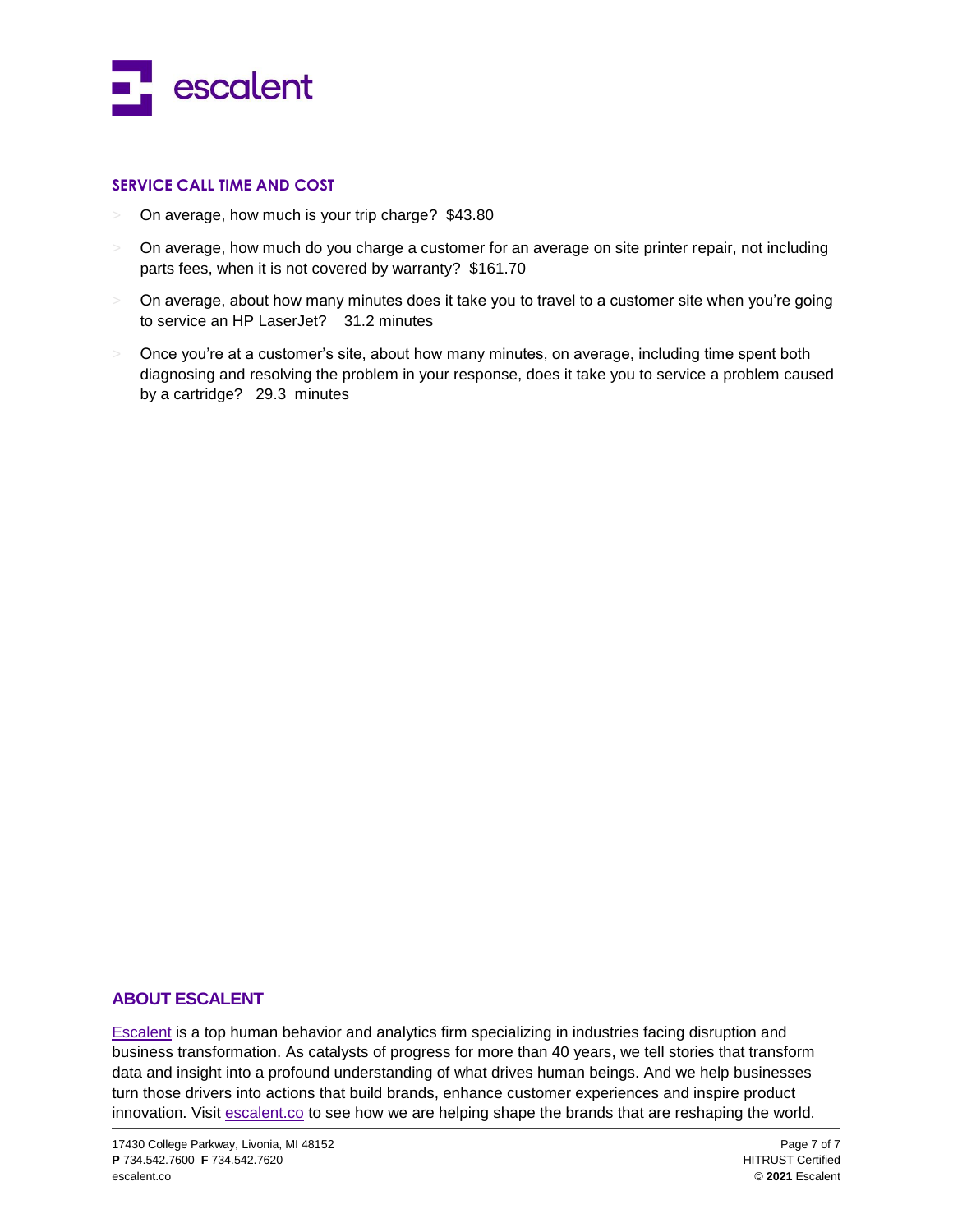### SERVICE CALL TIME AND COST

- On average, how much is your trip charge? $43.80
- On average, how much do you charge a customer for an average on site printer repair, not including parts fees, when it is not covered by warranty? $161.70
- On average, about how many minutes does it take you to travel to a customer site when you're going to service an HP LaserJet? 31.2 minutes
- Once you're at a customer's site, about how many minutes, on average, including time spent both diagnosing and resolving the problem in your response, does it take you to service a problem caused by a cartridge? 29.3 minutes

## ABOUT ESCALENT

Escalent is a top human behavior and analytics firm specializing in industries facing disruption and business transformation. As catalysts of progress for more than 40 years, we tell stories that transform data and insight into a profound understanding of what drives human beings. And we help businesses turn those drivers into actions that build brands, enhance customer experiences and inspire product innovation. Visit escalent.co to see how we are helping shape the brands that are reshaping the world.